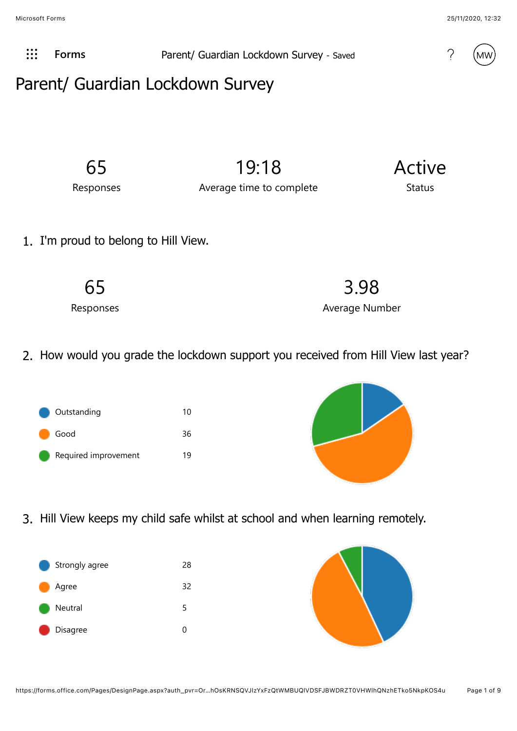# Parent/ Guardian Lockdown Survey

| 65 | 19:18 | Active |
|---|---|---|
| Responses | Average time to complete | Status |

## 1. I'm proud to belong to Hill View.

| 65 | 3.98 |
|---|---|
| Responses | Average Number |

## 2. How would you grade the lockdown support you received from Hill View last year?

| Option | Count |
|---|---|
| Outstanding | 10 |
| Good | 36 |
| Required improvement | 19 |

## 3. Hill View keeps my child safe whilst at school and when learning remotely.

| Option | Count |
|---|---|
| Strongly agree | 28 |
| Agree | 32 |
| Neutral | 5 |
| Disagree | 0 |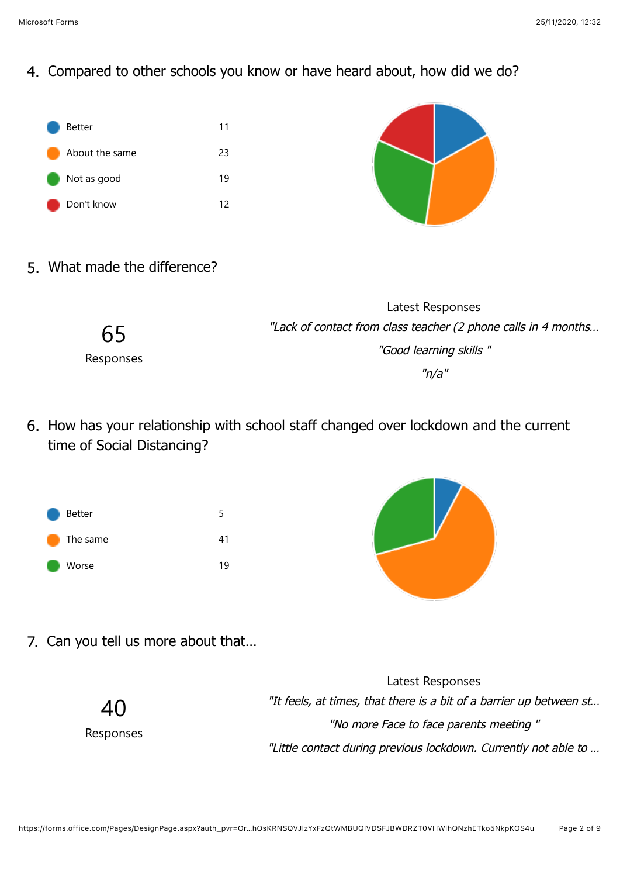4. Compared to other schools you know or have heard about, how did we do?

| Option | Count |
| --- | --- |
| Better | 11 |
| About the same | 23 |
| Not as good | 19 |
| Don't know | 12 |

5. What made the difference?

65

Responses

Latest Responses

*"Lack of contact from class teacher (2 phone calls in 4 months…*

*"Good learning skills "*

*"n/a"*

6. How has your relationship with school staff changed over lockdown and the current time of Social Distancing?

| Option | Count |
| --- | --- |
| Better | 5 |
| The same | 41 |
| Worse | 19 |

7. Can you tell us more about that…

40

Responses

Latest Responses

*"It feels, at times, that there is a bit of a barrier up between st…*

*"No more Face to face parents meeting "*

*"Little contact during previous lockdown. Currently not able to …*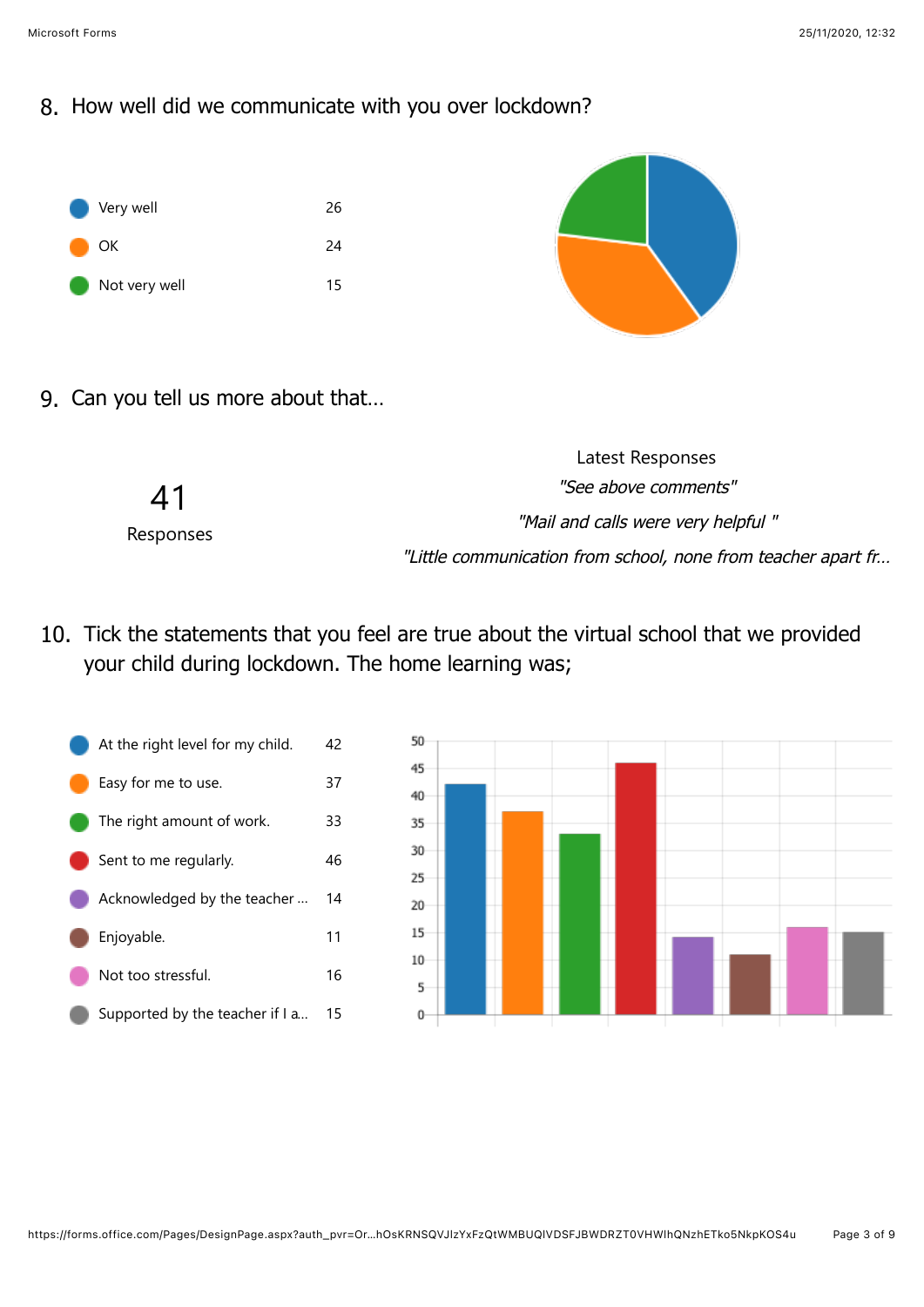8. How well did we communicate with you over lockdown?

| Response | Count |
| --- | --- |
| Very well | 26 |
| OK | 24 |
| Not very well | 15 |

9. Can you tell us more about that...

41

Responses

Latest Responses

*"See above comments"*

*"Mail and calls were very helpful "*

*"Little communication from school, none from teacher apart fr...*

10. Tick the statements that you feel are true about the virtual school that we provided your child during lockdown. The home learning was;

| Statement | Count |
| --- | --- |
| At the right level for my child. | 42 |
| Easy for me to use. | 37 |
| The right amount of work. | 33 |
| Sent to me regularly. | 46 |
| Acknowledged by the teacher ... | 14 |
| Enjoyable. | 11 |
| Not too stressful. | 16 |
| Supported by the teacher if I a... | 15 |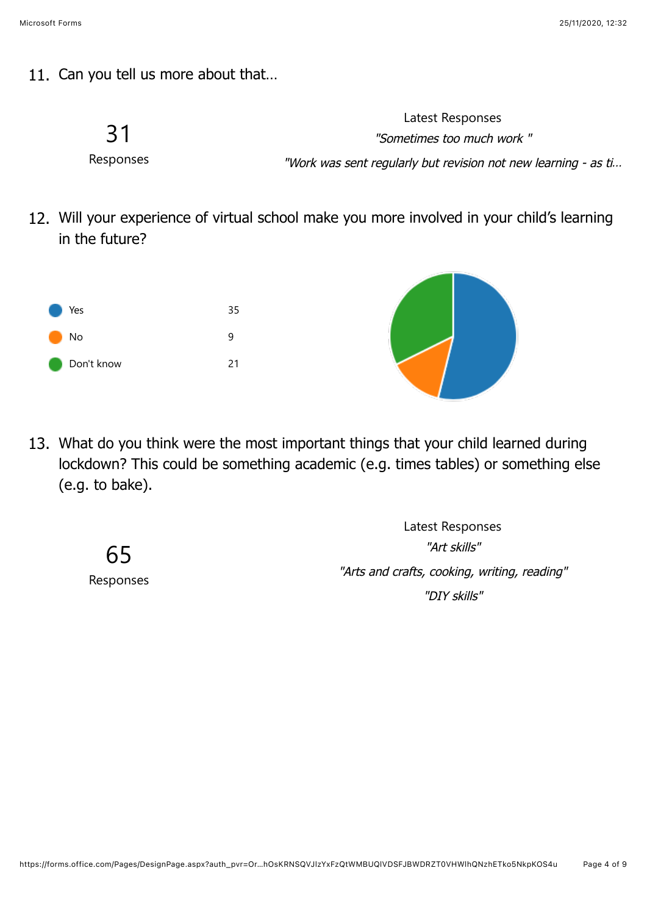11. Can you tell us more about that…

31
Responses

Latest Responses

*"Sometimes too much work "*

*"Work was sent regularly but revision not new learning - as ti…*

12. Will your experience of virtual school make you more involved in your child's learning in the future?

| Option | Count |
| --- | --- |
| Yes | 35 |
| No | 9 |
| Don't know | 21 |

13. What do you think were the most important things that your child learned during lockdown? This could be something academic (e.g. times tables) or something else (e.g. to bake).

65
Responses

Latest Responses

*"Art skills"*

*"Arts and crafts, cooking, writing, reading"*

*"DIY skills"*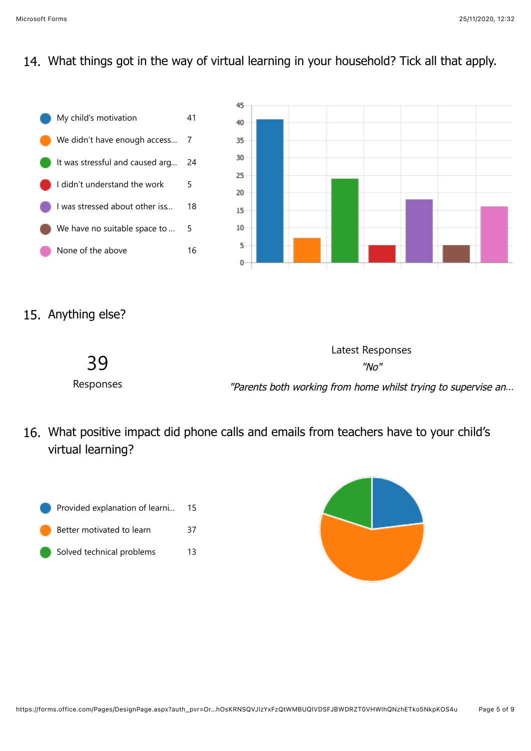## 14. What things got in the way of virtual learning in your household? Tick all that apply.

| Option | Count |
|---|---|
| My child's motivation | 41 |
| We didn't have enough access... | 7 |
| It was stressful and caused arg... | 24 |
| I didn't understand the work | 5 |
| I was stressed about other iss... | 18 |
| We have no suitable space to ... | 5 |
| None of the above | 16 |

## 15. Anything else?

39

Responses

Latest Responses

*"No"*

*"Parents both working from home whilst trying to supervise an...*

## 16. What positive impact did phone calls and emails from teachers have to your child's virtual learning?

| Option | Count |
|---|---|
| Provided explanation of learni... | 15 |
| Better motivated to learn | 37 |
| Solved technical problems | 13 |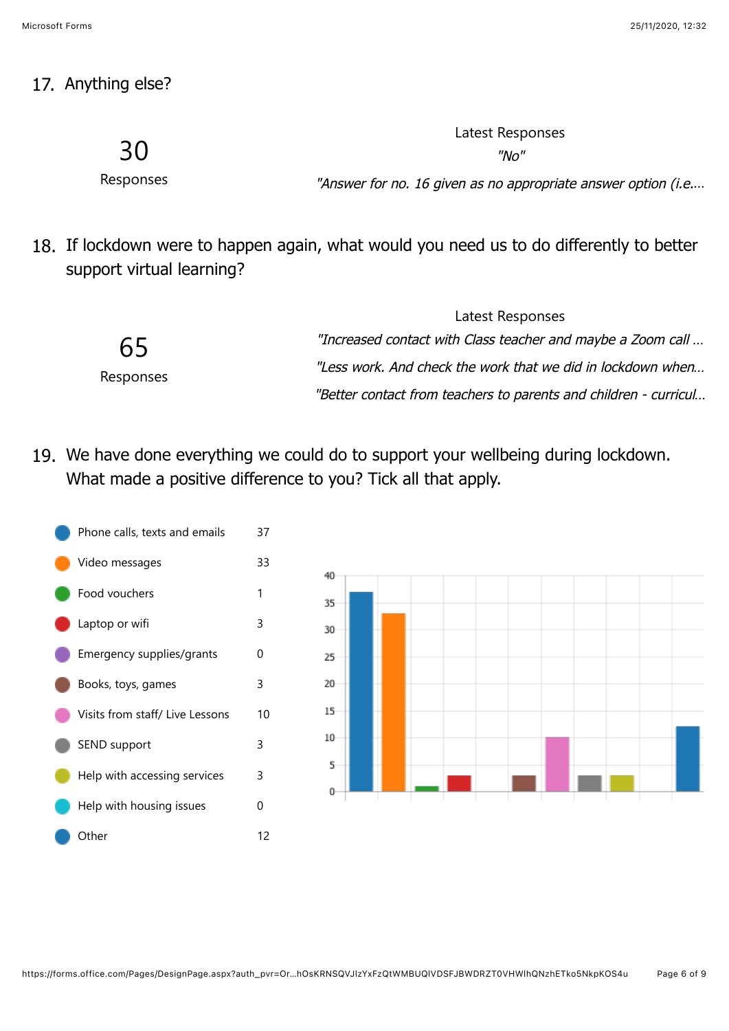17. Anything else?

30

Responses

Latest Responses

*"No"*

*"Answer for no. 16 given as no appropriate answer option (i.e....*

18. If lockdown were to happen again, what would you need us to do differently to better support virtual learning?

65

Responses

Latest Responses

*"Increased contact with Class teacher and maybe a Zoom call ...*

*"Less work. And check the work that we did in lockdown when...*

*"Better contact from teachers to parents and children - curricul...*

19. We have done everything we could do to support your wellbeing during lockdown. What made a positive difference to you? Tick all that apply.

| Option | Responses |
| --- | --- |
| Phone calls, texts and emails | 37 |
| Video messages | 33 |
| Food vouchers | 1 |
| Laptop or wifi | 3 |
| Emergency supplies/grants | 0 |
| Books, toys, games | 3 |
| Visits from staff/ Live Lessons | 10 |
| SEND support | 3 |
| Help with accessing services | 3 |
| Help with housing issues | 0 |
| Other | 12 |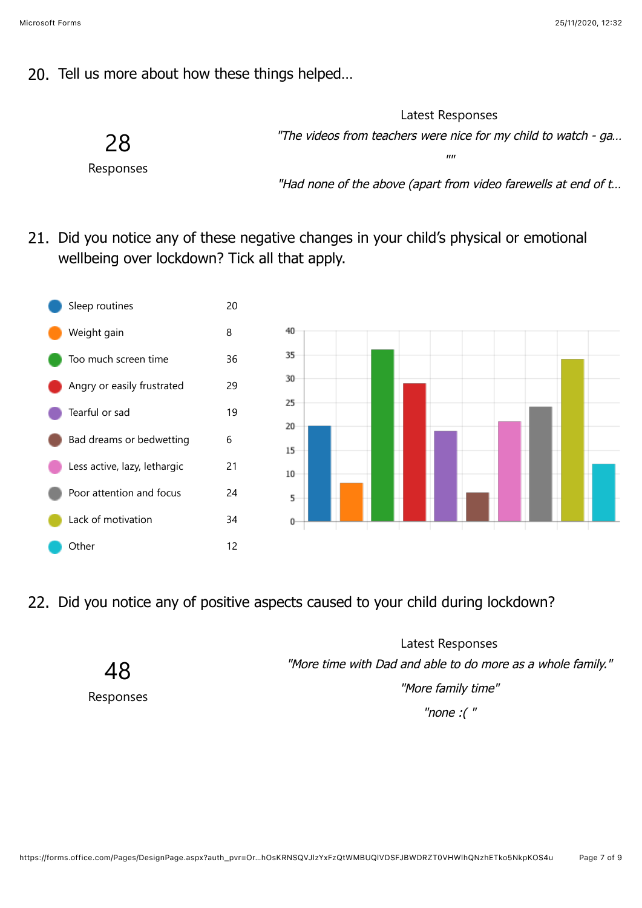## 20. Tell us more about how these things helped...

28

Responses

Latest Responses

*"The videos from teachers were nice for my child to watch - ga...*

*""*

*"Had none of the above (apart from video farewells at end of t...*

## 21. Did you notice any of these negative changes in your child's physical or emotional wellbeing over lockdown? Tick all that apply.

| Option | Count |
|---|---|
| Sleep routines | 20 |
| Weight gain | 8 |
| Too much screen time | 36 |
| Angry or easily frustrated | 29 |
| Tearful or sad | 19 |
| Bad dreams or bedwetting | 6 |
| Less active, lazy, lethargic | 21 |
| Poor attention and focus | 24 |
| Lack of motivation | 34 |
| Other | 12 |

## 22. Did you notice any of positive aspects caused to your child during lockdown?

48

Responses

Latest Responses

*"More time with Dad and able to do more as a whole family."*

*"More family time"*

*"none :( "*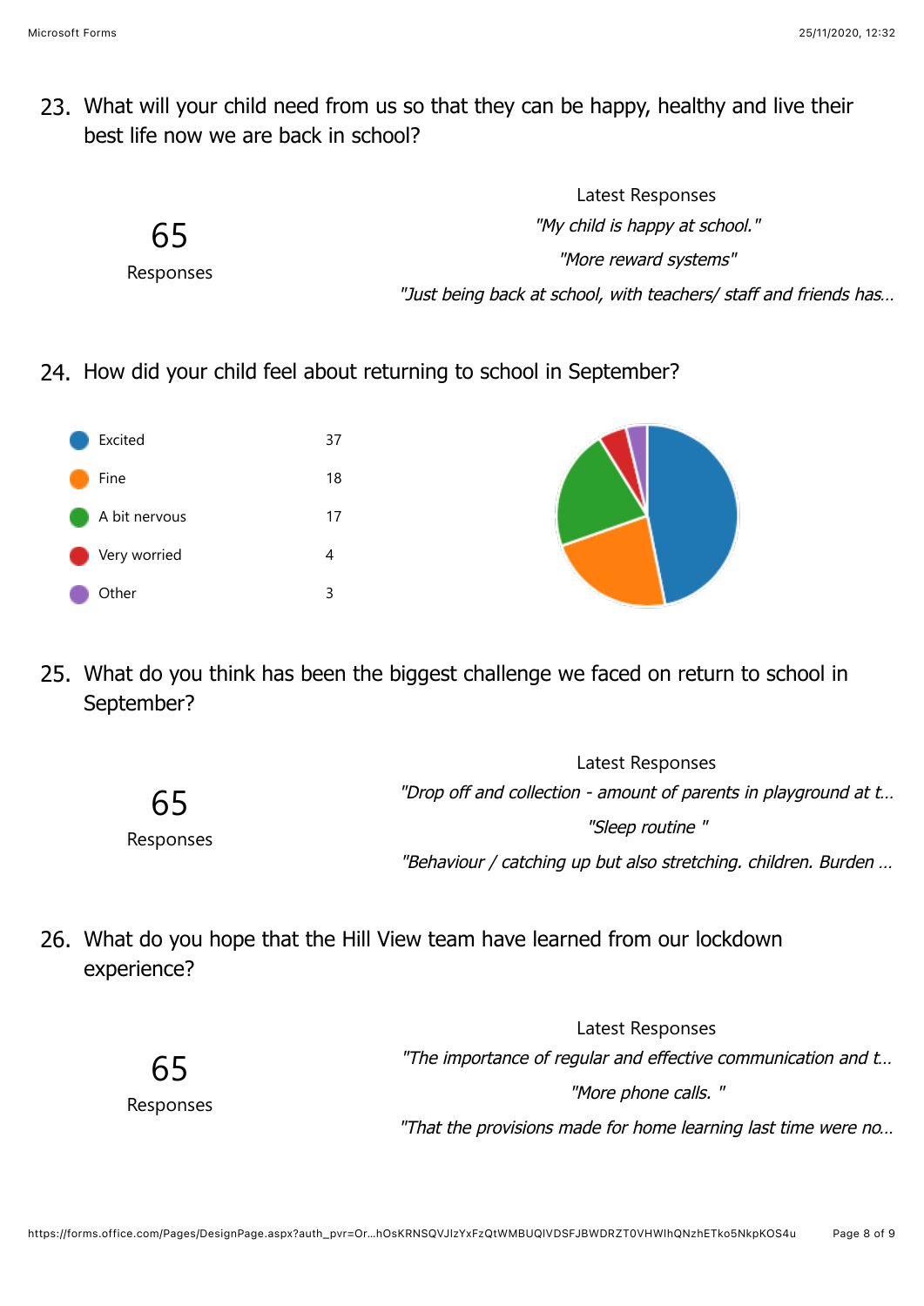23. What will your child need from us so that they can be happy, healthy and live their best life now we are back in school?

65
Responses

Latest Responses

*"My child is happy at school."*

*"More reward systems"*

*"Just being back at school, with teachers/ staff and friends has...*

24. How did your child feel about returning to school in September?

| Option | Count |
|---|---|
| Excited | 37 |
| Fine | 18 |
| A bit nervous | 17 |
| Very worried | 4 |
| Other | 3 |

25. What do you think has been the biggest challenge we faced on return to school in September?

65
Responses

Latest Responses

*"Drop off and collection - amount of parents in playground at t...*

*"Sleep routine "*

*"Behaviour / catching up but also stretching. children. Burden ...*

26. What do you hope that the Hill View team have learned from our lockdown experience?

65
Responses

Latest Responses

*"The importance of regular and effective communication and t...*

*"More phone calls. "*

*"That the provisions made for home learning last time were no...*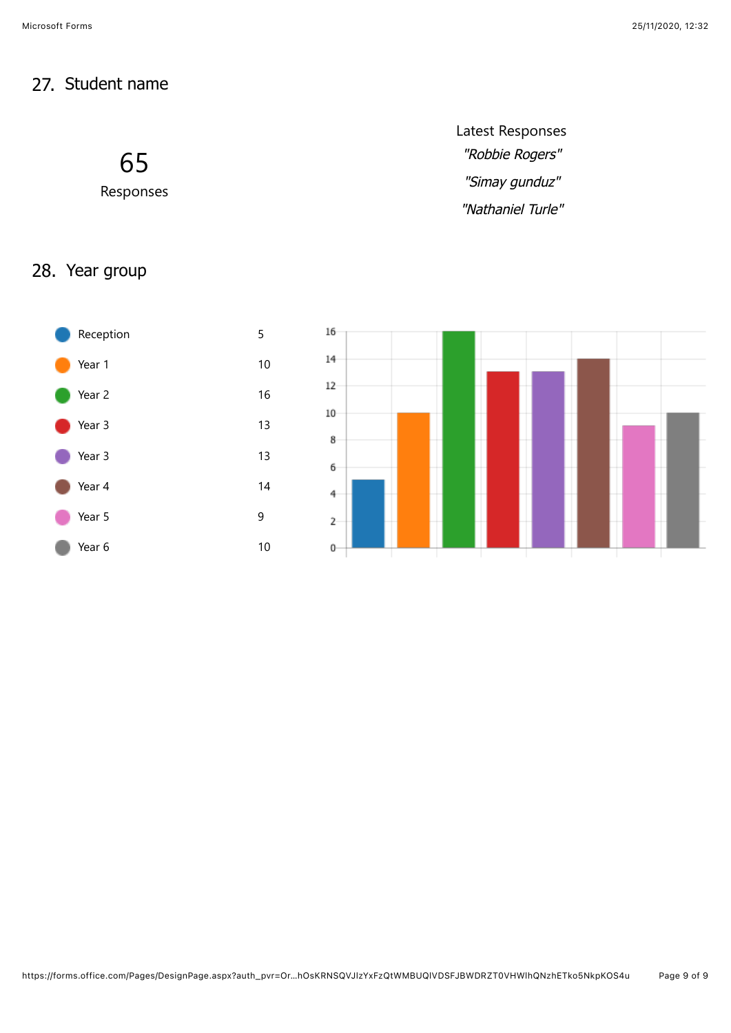## 27. Student name

65

Responses

Latest Responses

*"Robbie Rogers"*

*"Simay gunduz"*

*"Nathaniel Turle"*

## 28. Year group

| | |
|---|---|
| Reception | 5 |
| Year 1 | 10 |
| Year 2 | 16 |
| Year 3 | 13 |
| Year 3 | 13 |
| Year 4 | 14 |
| Year 5 | 9 |
| Year 6 | 10 |

16
14
12
10
8
6
4
2
0